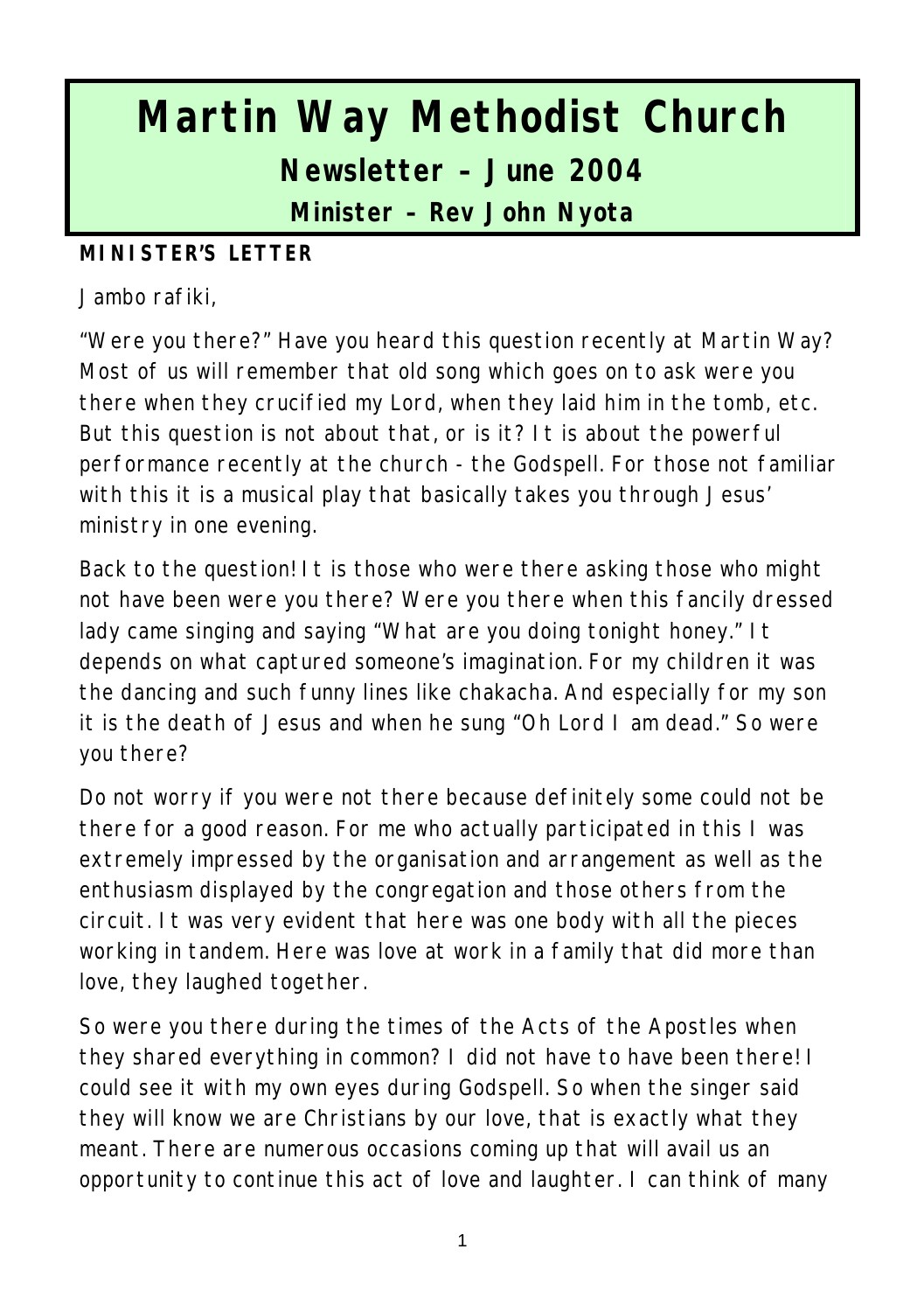# Martin Way Methodist Church

## Newsletter – June 2004

### Minister – Rev John Nyota

**MINISTER'S LETTER**

Jambo rafiki,

"Were you there?" Have you heard this question recently at Martin Way? Most of us will remember that old song which goes on to ask were you there when they crucified my Lord, when they laid him in the tomb, etc. But this question is not about that, or is it? It is about the powerful performance recently at the church - the Godspell. For those not familiar with this it is a musical play that basically takes you through Jesus' ministry in one evening.

Back to the question! It is those who were there asking those who might not have been were you there? Were you there when this fancily dressed lady came singing and saying "What are you doing tonight honey." It depends on what captured someone's imagination. For my children it was the dancing and such funny lines like chakacha. And especially for my son it is the death of Jesus and when he sung "Oh Lord I am dead." So were you there?

Do not worry if you were not there because definitely some could not be there for a good reason. For me who actually participated in this I was extremely impressed by the organisation and arrangement as well as the enthusiasm displayed by the congregation and those others from the circuit. It was very evident that here was one body with all the pieces working in tandem. Here was love at work in a family that did more than love, they laughed together.

So were you there during the times of the Acts of the Apostles when they shared everything in common? I did not have to have been there! I could see it with my own eyes during Godspell. So when the singer said they will know we are Christians by our love, that is exactly what they meant. There are numerous occasions coming up that will avail us an opportunity to continue this act of love and laughter. I can think of many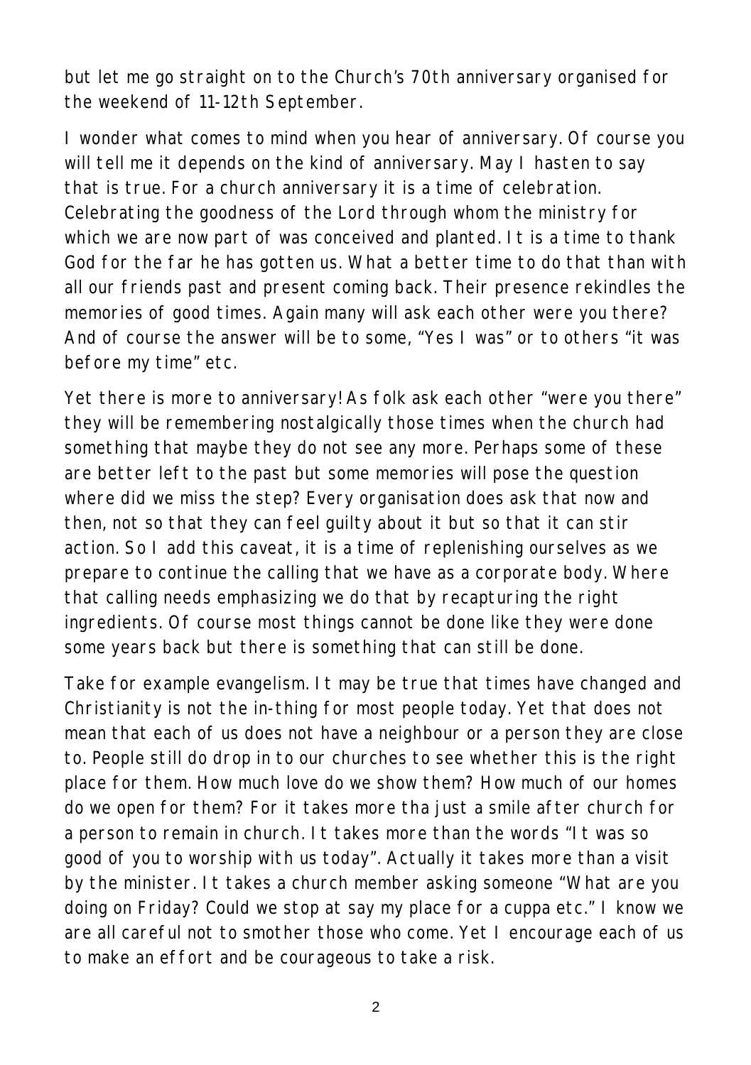but let me go straight on to the Church's 70th anniversary organised for the weekend of 11-12th September.

I wonder what comes to mind when you hear of anniversary. Of course you will tell me it depends on the kind of anniversary. May I hasten to say that is true. For a church anniversary it is a time of celebration. Celebrating the goodness of the Lord through whom the ministry for which we are now part of was conceived and planted. It is a time to thank God for the far he has gotten us. What a better time to do that than with all our friends past and present coming back. Their presence rekindles the memories of good times. Again many will ask each other were you there? And of course the answer will be to some, "Yes I was" or to others "it was before my time" etc.

Yet there is more to anniversary! As folk ask each other "were you there" they will be remembering nostalgically those times when the church had something that maybe they do not see any more. Perhaps some of these are better left to the past but some memories will pose the question where did we miss the step? Every organisation does ask that now and then, not so that they can feel guilty about it but so that it can stir action. So I add this caveat, it is a time of replenishing ourselves as we prepare to continue the calling that we have as a corporate body. Where that calling needs emphasizing we do that by recapturing the right ingredients. Of course most things cannot be done like they were done some years back but there is something that can still be done.

Take for example evangelism. It may be true that times have changed and Christianity is not the in-thing for most people today. Yet that does not mean that each of us does not have a neighbour or a person they are close to. People still do drop in to our churches to see whether this is the right place for them. How much love do we show them? How much of our homes do we open for them? For it takes more tha just a smile after church for a person to remain in church. It takes more than the words "It was so good of you to worship with us today". Actually it takes more than a visit by the minister. It takes a church member asking someone "What are you doing on Friday? Could we stop at say my place for a cuppa etc." I know we are all careful not to smother those who come. Yet I encourage each of us to make an effort and be courageous to take a risk.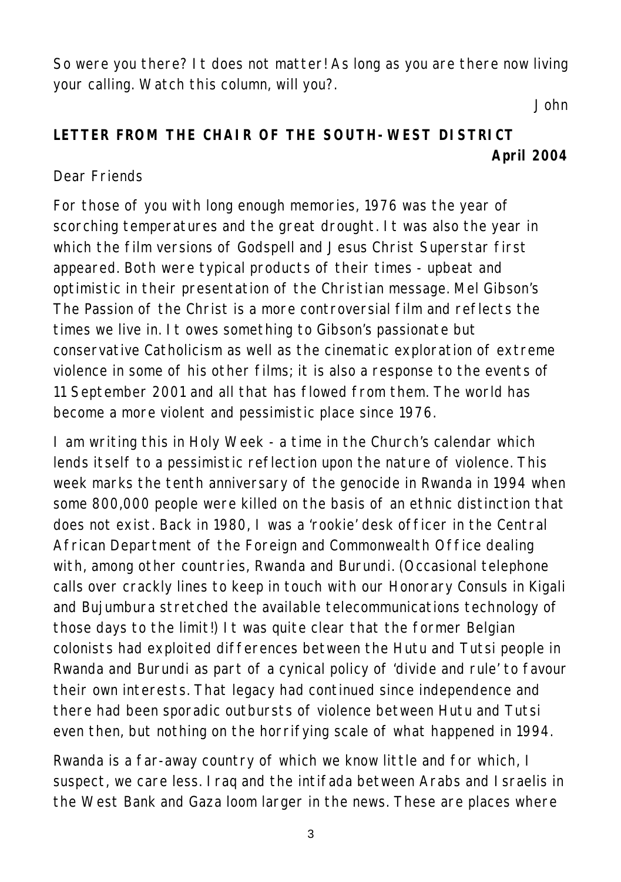So were you there? It does not matter! As long as you are there now living your calling. Watch this column, will you?.

John

## LETTER FROM THE CHAIR OF THE SOUTH-WEST DISTRICT

**April 2004**

Dear Friends

For those of you with long enough memories, 1976 was the year of scorching temperatures and the great drought. It was also the year in which the film versions of Godspell and Jesus Christ Superstar first appeared. Both were typical products of their times - upbeat and optimistic in their presentation of the Christian message. Mel Gibson's The Passion of the Christ is a more controversial film and reflects the times we live in. It owes something to Gibson's passionate but conservative Catholicism as well as the cinematic exploration of extreme violence in some of his other films; it is also a response to the events of 11 September 2001 and all that has flowed from them. The world has become a more violent and pessimistic place since 1976.

I am writing this in Holy Week - a time in the Church's calendar which lends itself to a pessimistic reflection upon the nature of violence. This week marks the tenth anniversary of the genocide in Rwanda in 1994 when some 800,000 people were killed on the basis of an ethnic distinction that does not exist. Back in 1980, I was a 'rookie' desk officer in the Central African Department of the Foreign and Commonwealth Office dealing with, among other countries, Rwanda and Burundi. (Occasional telephone calls over crackly lines to keep in touch with our Honorary Consuls in Kigali and Bujumbura stretched the available telecommunications technology of those days to the limit!) It was quite clear that the former Belgian colonists had exploited differences between the Hutu and Tutsi people in Rwanda and Burundi as part of a cynical policy of 'divide and rule' to favour their own interests. That legacy had continued since independence and there had been sporadic outbursts of violence between Hutu and Tutsi even then, but nothing on the horrifying scale of what happened in 1994.

Rwanda is a far-away country of which we know little and for which, I suspect, we care less. Iraq and the intifada between Arabs and Israelis in the West Bank and Gaza loom larger in the news. These are places where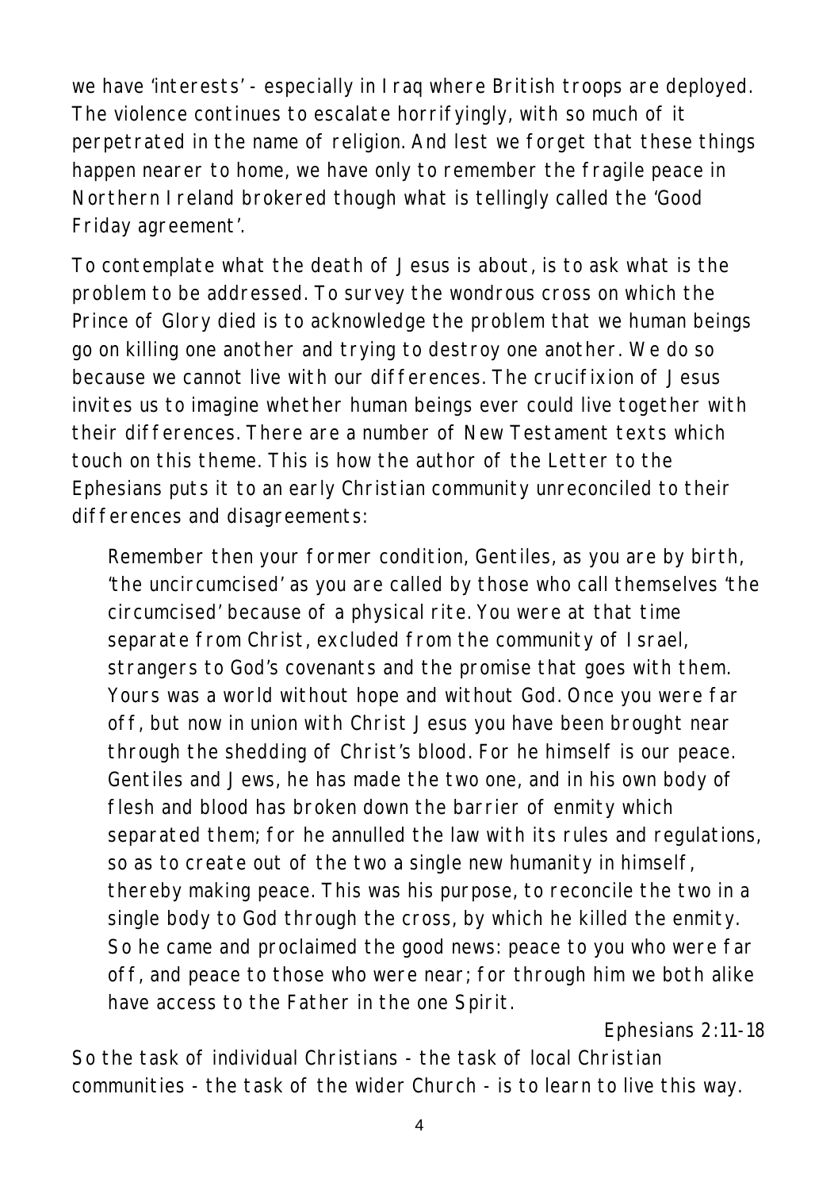we have 'interests' - especially in Iraq where British troops are deployed. The violence continues to escalate horrifyingly, with so much of it perpetrated in the name of religion. And lest we forget that these things happen nearer to home, we have only to remember the fragile peace in Northern Ireland brokered though what is tellingly called the 'Good Friday agreement'.

To contemplate what the death of Jesus is about, is to ask what is the problem to be addressed. To survey the wondrous cross on which the Prince of Glory died is to acknowledge the problem that we human beings go on killing one another and trying to destroy one another. We do so because we cannot live with our differences. The crucifixion of Jesus invites us to imagine whether human beings ever could live together with their differences. There are a number of New Testament texts which touch on this theme. This is how the author of the Letter to the Ephesians puts it to an early Christian community unreconciled to their differences and disagreements:

> Remember then your former condition, Gentiles, as you are by birth, 'the uncircumcised' as you are called by those who call themselves 'the circumcised' because of a physical rite. You were at that time separate from Christ, excluded from the community of Israel, strangers to God's covenants and the promise that goes with them. Yours was a world without hope and without God. Once you were far off, but now in union with Christ Jesus you have been brought near through the shedding of Christ's blood. For he himself is our peace. Gentiles and Jews, he has made the two one, and in his own body of flesh and blood has broken down the barrier of enmity which separated them; for he annulled the law with its rules and regulations, so as to create out of the two a single new humanity in himself, thereby making peace. This was his purpose, to reconcile the two in a single body to God through the cross, by which he killed the enmity. So he came and proclaimed the good news: peace to you who were far off, and peace to those who were near; for through him we both alike have access to the Father in the one Spirit.
>
> Ephesians 2:11-18

So the task of individual Christians - the task of local Christian communities - the task of the wider Church - is to learn to live this way.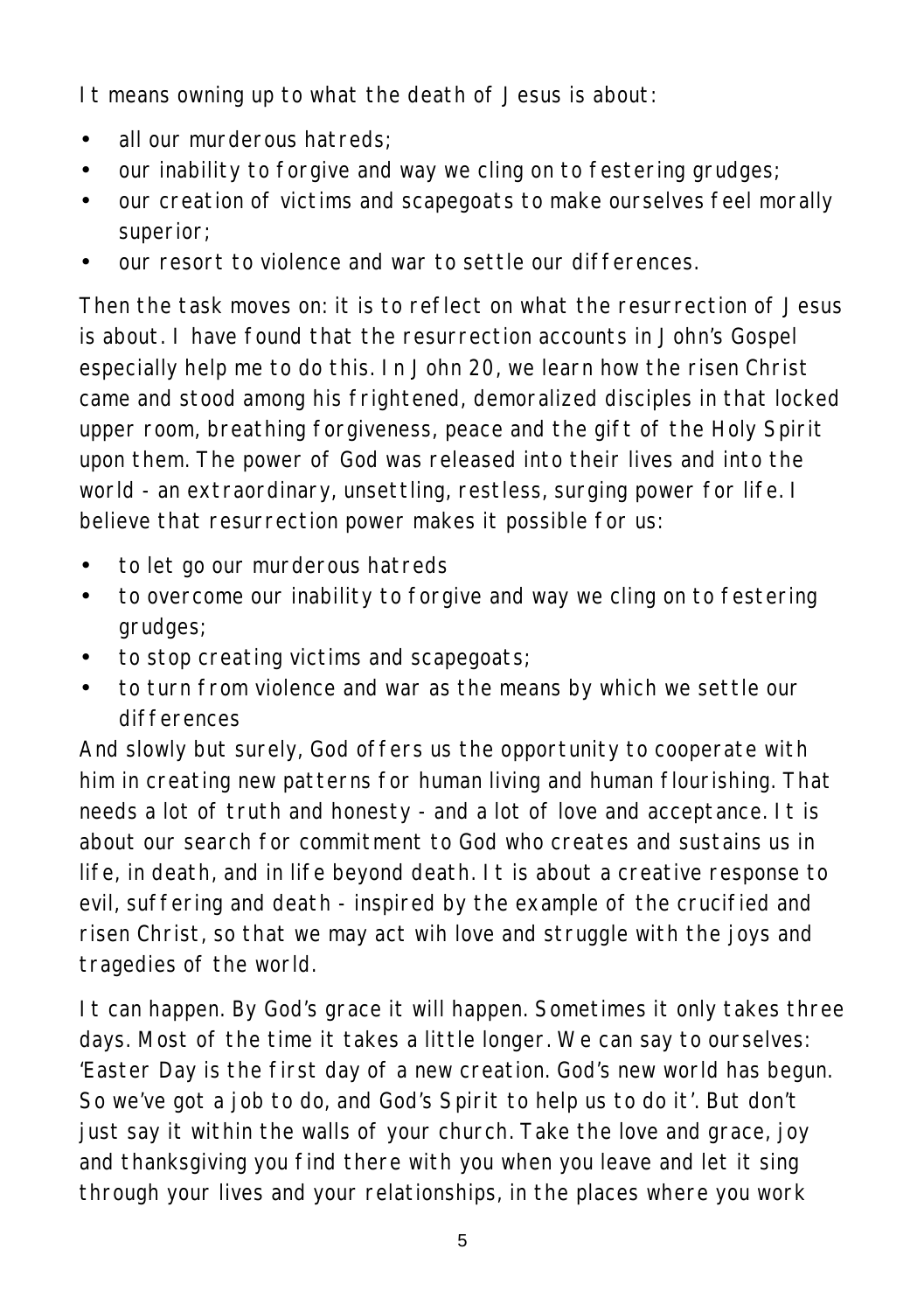It means owning up to what the death of Jesus is about:

- all our murderous hatreds;
- our inability to forgive and way we cling on to festering grudges;
- our creation of victims and scapegoats to make ourselves feel morally superior;
- our resort to violence and war to settle our differences.

Then the task moves on: it is to reflect on what the resurrection of Jesus is about. I have found that the resurrection accounts in John's Gospel especially help me to do this. In John 20, we learn how the risen Christ came and stood among his frightened, demoralized disciples in that locked upper room, breathing forgiveness, peace and the gift of the Holy Spirit upon them. The power of God was released into their lives and into the world - an extraordinary, unsettling, restless, surging power for life. I believe that resurrection power makes it possible for us:

- to let go our murderous hatreds
- to overcome our inability to forgive and way we cling on to festering grudges;
- to stop creating victims and scapegoats;
- to turn from violence and war as the means by which we settle our differences

And slowly but surely, God offers us the opportunity to cooperate with him in creating new patterns for human living and human flourishing. That needs a lot of truth and honesty - and a lot of love and acceptance. It is about our search for commitment to God who creates and sustains us in life, in death, and in life beyond death. It is about a creative response to evil, suffering and death - inspired by the example of the crucified and risen Christ, so that we may act wih love and struggle with the joys and tragedies of the world.

It can happen. By God's grace it will happen. Sometimes it only takes three days. Most of the time it takes a little longer. We can say to ourselves: 'Easter Day is the first day of a new creation. God's new world has begun. So we've got a job to do, and God's Spirit to help us to do it'. But don't just say it within the walls of your church. Take the love and grace, joy and thanksgiving you find there with you when you leave and let it sing through your lives and your relationships, in the places where you work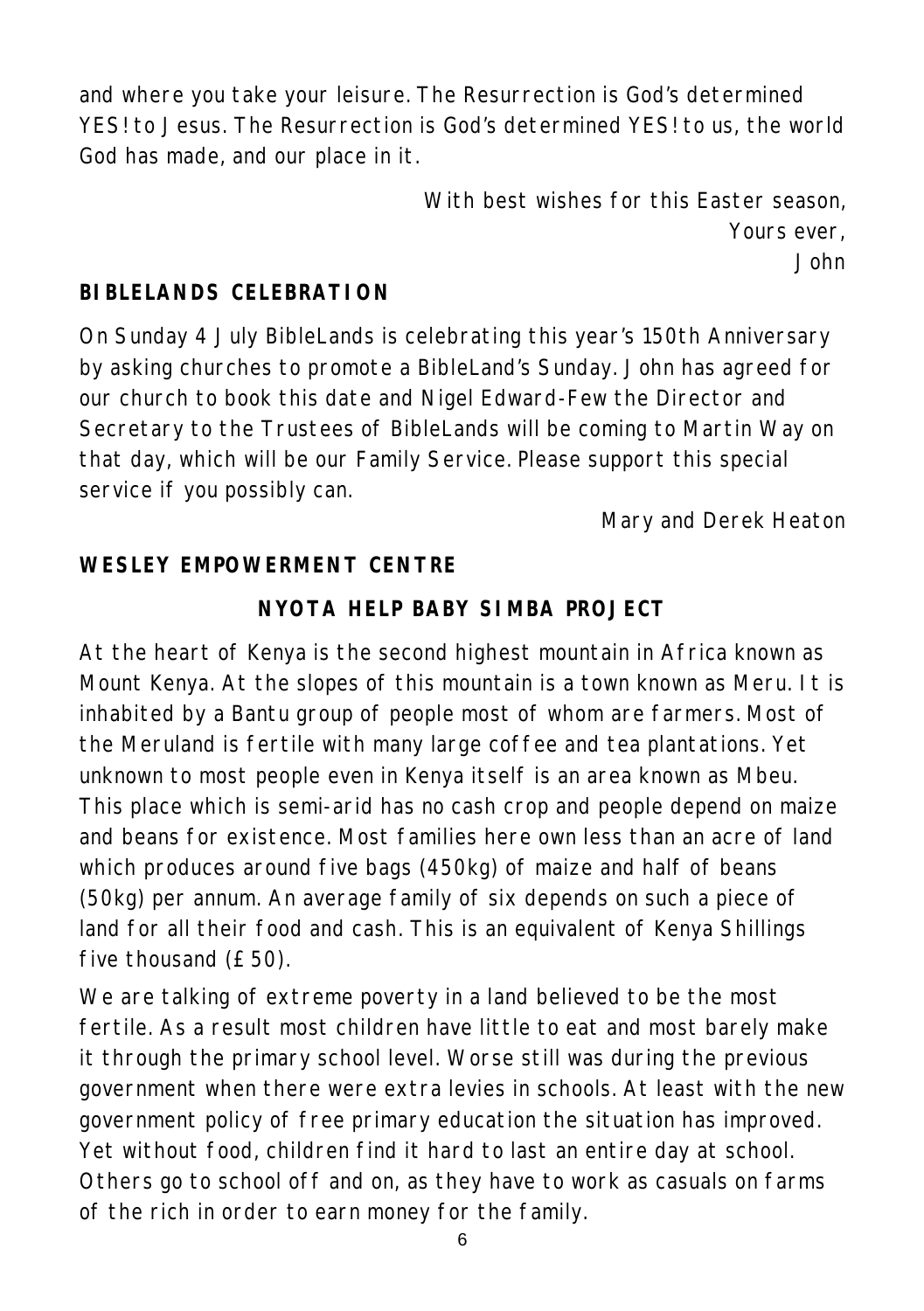and where you take your leisure. The Resurrection is God's determined YES! to Jesus. The Resurrection is God's determined YES! to us, the world God has made, and our place in it.

With best wishes for this Easter season,
Yours ever,
John

**BIBLELANDS CELEBRATION**

On Sunday 4 July BibleLands is celebrating this year's 150th Anniversary by asking churches to promote a BibleLand's Sunday. John has agreed for our church to book this date and Nigel Edward-Few the Director and Secretary to the Trustees of BibleLands will be coming to Martin Way on that day, which will be our Family Service. Please support this special service if you possibly can.

Mary and Derek Heaton

**WESLEY EMPOWERMENT CENTRE**

**NYOTA HELP BABY SIMBA PROJECT**

At the heart of Kenya is the second highest mountain in Africa known as Mount Kenya. At the slopes of this mountain is a town known as Meru. It is inhabited by a Bantu group of people most of whom are farmers. Most of the Meruland is fertile with many large coffee and tea plantations. Yet unknown to most people even in Kenya itself is an area known as Mbeu. This place which is semi-arid has no cash crop and people depend on maize and beans for existence. Most families here own less than an acre of land which produces around five bags (450kg) of maize and half of beans (50kg) per annum. An average family of six depends on such a piece of land for all their food and cash. This is an equivalent of Kenya Shillings five thousand (£50).

We are talking of extreme poverty in a land believed to be the most fertile. As a result most children have little to eat and most barely make it through the primary school level. Worse still was during the previous government when there were extra levies in schools. At least with the new government policy of free primary education the situation has improved. Yet without food, children find it hard to last an entire day at school. Others go to school off and on, as they have to work as casuals on farms of the rich in order to earn money for the family.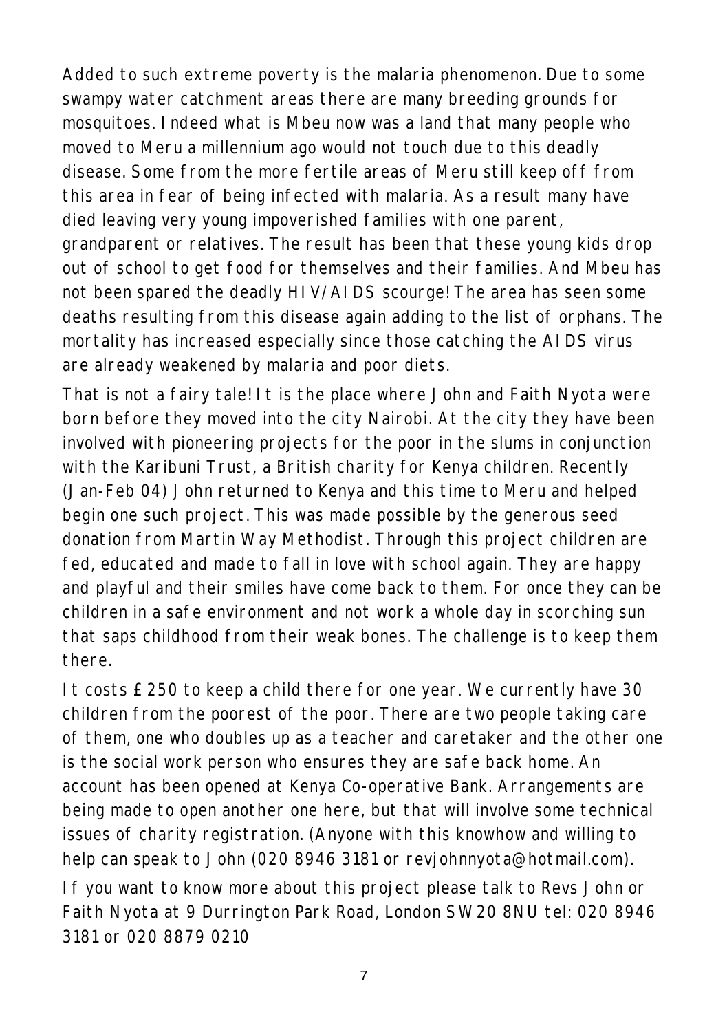Added to such extreme poverty is the malaria phenomenon. Due to some swampy water catchment areas there are many breeding grounds for mosquitoes. Indeed what is Mbeu now was a land that many people who moved to Meru a millennium ago would not touch due to this deadly disease. Some from the more fertile areas of Meru still keep off from this area in fear of being infected with malaria. As a result many have died leaving very young impoverished families with one parent, grandparent or relatives. The result has been that these young kids drop out of school to get food for themselves and their families. And Mbeu has not been spared the deadly HIV/AIDS scourge! The area has seen some deaths resulting from this disease again adding to the list of orphans. The mortality has increased especially since those catching the AIDS virus are already weakened by malaria and poor diets.

That is not a fairy tale! It is the place where John and Faith Nyota were born before they moved into the city Nairobi. At the city they have been involved with pioneering projects for the poor in the slums in conjunction with the Karibuni Trust, a British charity for Kenya children. Recently (Jan-Feb 04) John returned to Kenya and this time to Meru and helped begin one such project. This was made possible by the generous seed donation from Martin Way Methodist. Through this project children are fed, educated and made to fall in love with school again. They are happy and playful and their smiles have come back to them. For once they can be children in a safe environment and not work a whole day in scorching sun that saps childhood from their weak bones. The challenge is to keep them there.

It costs £250 to keep a child there for one year. We currently have 30 children from the poorest of the poor. There are two people taking care of them, one who doubles up as a teacher and caretaker and the other one is the social work person who ensures they are safe back home. An account has been opened at Kenya Co-operative Bank. Arrangements are being made to open another one here, but that will involve some technical issues of charity registration. (Anyone with this knowhow and willing to help can speak to John (020 8946 3181 or revjohnnyota@hotmail.com).

If you want to know more about this project please talk to Revs John or Faith Nyota at 9 Durrington Park Road, London SW20 8NU tel: 020 8946 3181 or 020 8879 0210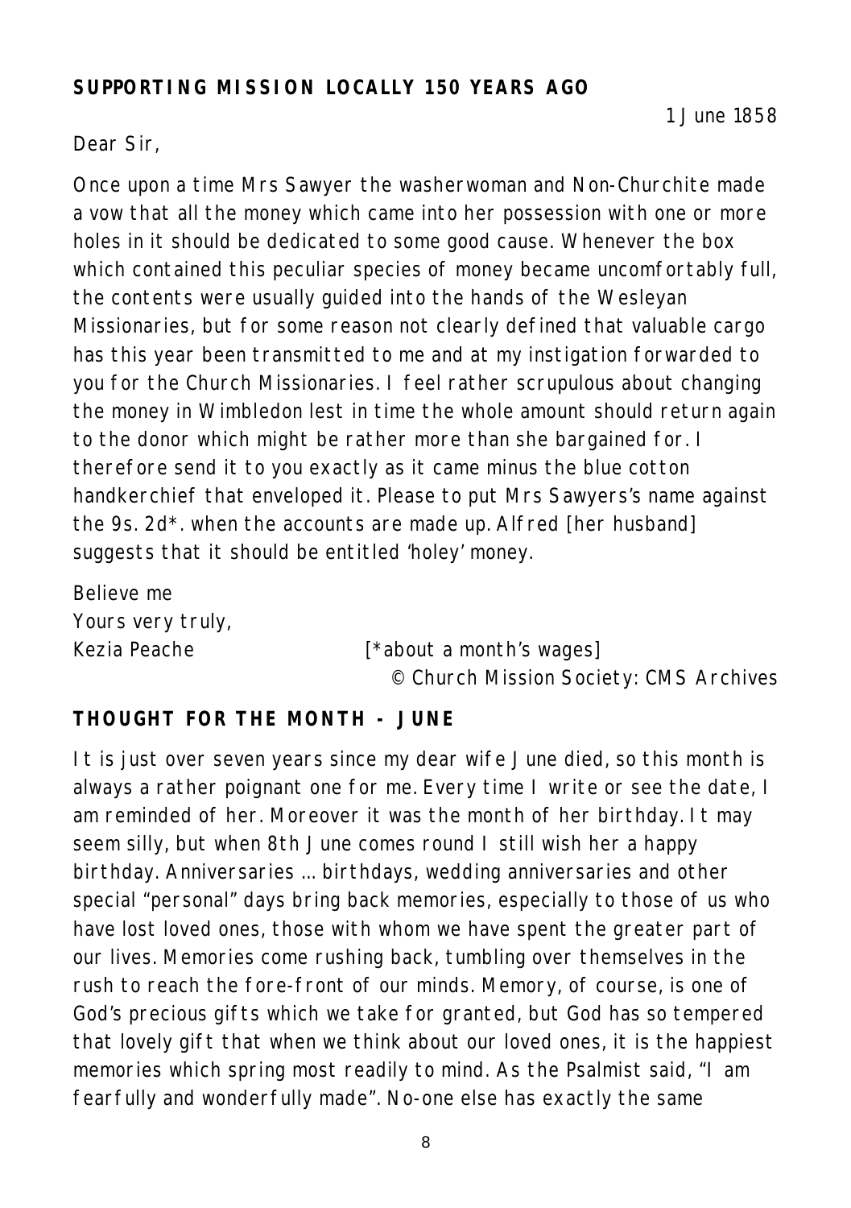## SUPPORTING MISSION LOCALLY 150 YEARS AGO

1 June 1858

Dear Sir,

Once upon a time Mrs Sawyer the washerwoman and Non-Churchite made a vow that all the money which came into her possession with one or more holes in it should be dedicated to some good cause. Whenever the box which contained this peculiar species of money became uncomfortably full, the contents were usually guided into the hands of the Wesleyan Missionaries, but for some reason not clearly defined that valuable cargo has this year been transmitted to me and at my instigation forwarded to you for the Church Missionaries. I feel rather scrupulous about changing the money in Wimbledon lest in time the whole amount should return again to the donor which might be rather more than she bargained for. I therefore send it to you exactly as it came minus the blue cotton handkerchief that enveloped it. Please to put Mrs Sawyers's name against the 9s. 2d*. when the accounts are made up. Alfred [her husband] suggests that it should be entitled 'holey' money.

Believe me
Yours very truly,
Kezia Peache

[*about a month's wages]

© Church Mission Society: CMS Archives

## THOUGHT FOR THE MONTH - JUNE

It is just over seven years since my dear wife June died, so this month is always a rather poignant one for me. Every time I write or see the date, I am reminded of her. Moreover it was the month of her birthday. It may seem silly, but when 8th June comes round I still wish her a happy birthday. Anniversaries … birthdays, wedding anniversaries and other special "personal" days bring back memories, especially to those of us who have lost loved ones, those with whom we have spent the greater part of our lives. Memories come rushing back, tumbling over themselves in the rush to reach the fore-front of our minds. Memory, of course, is one of God's precious gifts which we take for granted, but God has so tempered that lovely gift that when we think about our loved ones, it is the happiest memories which spring most readily to mind. As the Psalmist said, "I am fearfully and wonderfully made". No-one else has exactly the same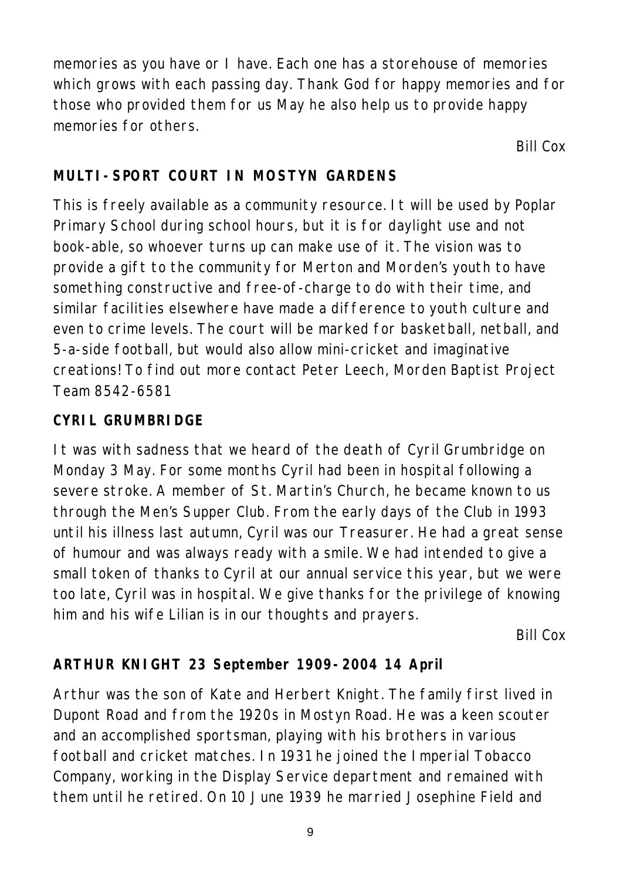memories as you have or I have. Each one has a storehouse of memories which grows with each passing day. Thank God for happy memories and for those who provided them for us May he also help us to provide happy memories for others.

*Bill Cox*

**MULTI-SPORT COURT IN MOSTYN GARDENS**

This is freely available as a community resource. It will be used by Poplar Primary School during school hours, but it is for daylight use and not book-able, so whoever turns up can make use of it. The vision was to provide a gift to the community for Merton and Morden's youth to have something constructive and free-of-charge to do with their time, and similar facilities elsewhere have made a difference to youth culture and even to crime levels. The court will be marked for basketball, netball, and 5-a-side football, but would also allow mini-cricket and imaginative creations! To find out more contact Peter Leech, Morden Baptist Project Team 8542-6581

**CYRIL GRUMBRIDGE**

It was with sadness that we heard of the death of Cyril Grumbridge on Monday 3 May. For some months Cyril had been in hospital following a severe stroke. A member of St. Martin's Church, he became known to us through the Men's Supper Club. From the early days of the Club in 1993 until his illness last autumn, Cyril was our Treasurer. He had a great sense of humour and was always ready with a smile. We had intended to give a small token of thanks to Cyril at our annual service this year, but we were too late, Cyril was in hospital. We give thanks for the privilege of knowing him and his wife Lilian is in our thoughts and prayers.

*Bill Cox*

**ARTHUR KNIGHT 23 September 1909-2004 14 April**

Arthur was the son of Kate and Herbert Knight. The family first lived in Dupont Road and from the 1920s in Mostyn Road. He was a keen scouter and an accomplished sportsman, playing with his brothers in various football and cricket matches. In 1931 he joined the Imperial Tobacco Company, working in the Display Service department and remained with them until he retired. On 10 June 1939 he married Josephine Field and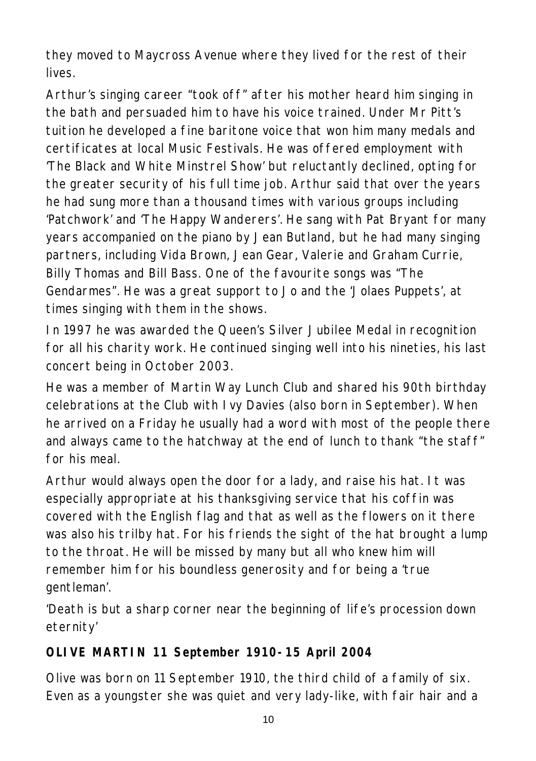they moved to Maycross Avenue where they lived for the rest of their lives.

Arthur's singing career "took off" after his mother heard him singing in the bath and persuaded him to have his voice trained. Under Mr Pitt's tuition he developed a fine baritone voice that won him many medals and certificates at local Music Festivals. He was offered employment with 'The Black and White Minstrel Show' but reluctantly declined, opting for the greater security of his full time job. Arthur said that over the years he had sung more than a thousand times with various groups including 'Patchwork' and 'The Happy Wanderers'. He sang with Pat Bryant for many years accompanied on the piano by Jean Butland, but he had many singing partners, including Vida Brown, Jean Gear, Valerie and Graham Currie, Billy Thomas and Bill Bass. One of the favourite songs was "The Gendarmes". He was a great support to Jo and the 'Jolaes Puppets', at times singing with them in the shows.

In 1997 he was awarded the Queen's Silver Jubilee Medal in recognition for all his charity work. He continued singing well into his nineties, his last concert being in October 2003.

He was a member of Martin Way Lunch Club and shared his 90th birthday celebrations at the Club with Ivy Davies (also born in September). When he arrived on a Friday he usually had a word with most of the people there and always came to the hatchway at the end of lunch to thank "the staff" for his meal.

Arthur would always open the door for a lady, and raise his hat. It was especially appropriate at his thanksgiving service that his coffin was covered with the English flag and that as well as the flowers on it there was also his trilby hat. For his friends the sight of the hat brought a lump to the throat. He will be missed by many but all who knew him will remember him for his boundless generosity and for being a 'true gentleman'.

'Death is but a sharp corner near the beginning of life's procession down eternity'

**OLIVE MARTIN 11 September 1910-15 April 2004**

Olive was born on 11 September 1910, the third child of a family of six. Even as a youngster she was quiet and very lady-like, with fair hair and a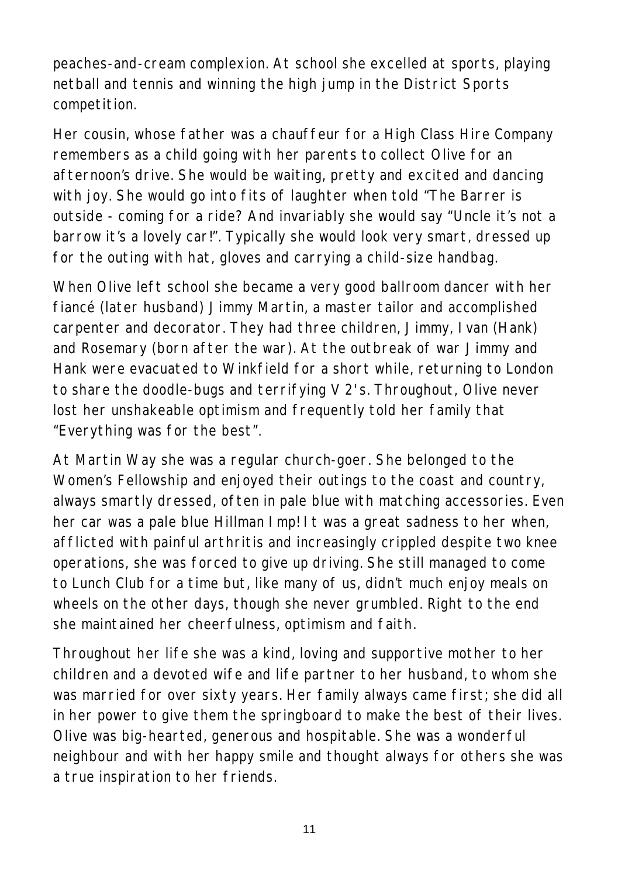peaches-and-cream complexion. At school she excelled at sports, playing netball and tennis and winning the high jump in the District Sports competition.

Her cousin, whose father was a chauffeur for a High Class Hire Company remembers as a child going with her parents to collect Olive for an afternoon's drive. She would be waiting, pretty and excited and dancing with joy. She would go into fits of laughter when told "The Barrer is outside - coming for a ride? And invariably she would say "Uncle it's not a barrow it's a lovely car!". Typically she would look very smart, dressed up for the outing with hat, gloves and carrying a child-size handbag.

When Olive left school she became a very good ballroom dancer with her fiancé (later husband) Jimmy Martin, a master tailor and accomplished carpenter and decorator. They had three children, Jimmy, Ivan (Hank) and Rosemary (born after the war). At the outbreak of war Jimmy and Hank were evacuated to Winkfield for a short while, returning to London to share the doodle-bugs and terrifying V2's. Throughout, Olive never lost her unshakeable optimism and frequently told her family that "Everything was for the best".

At Martin Way she was a regular church-goer. She belonged to the Women's Fellowship and enjoyed their outings to the coast and country, always smartly dressed, often in pale blue with matching accessories. Even her car was a pale blue Hillman Imp! It was a great sadness to her when, afflicted with painful arthritis and increasingly crippled despite two knee operations, she was forced to give up driving. She still managed to come to Lunch Club for a time but, like many of us, didn't much enjoy meals on wheels on the other days, though she never grumbled. Right to the end she maintained her cheerfulness, optimism and faith.

Throughout her life she was a kind, loving and supportive mother to her children and a devoted wife and life partner to her husband, to whom she was married for over sixty years. Her family always came first; she did all in her power to give them the springboard to make the best of their lives. Olive was big-hearted, generous and hospitable. She was a wonderful neighbour and with her happy smile and thought always for others she was a true inspiration to her friends.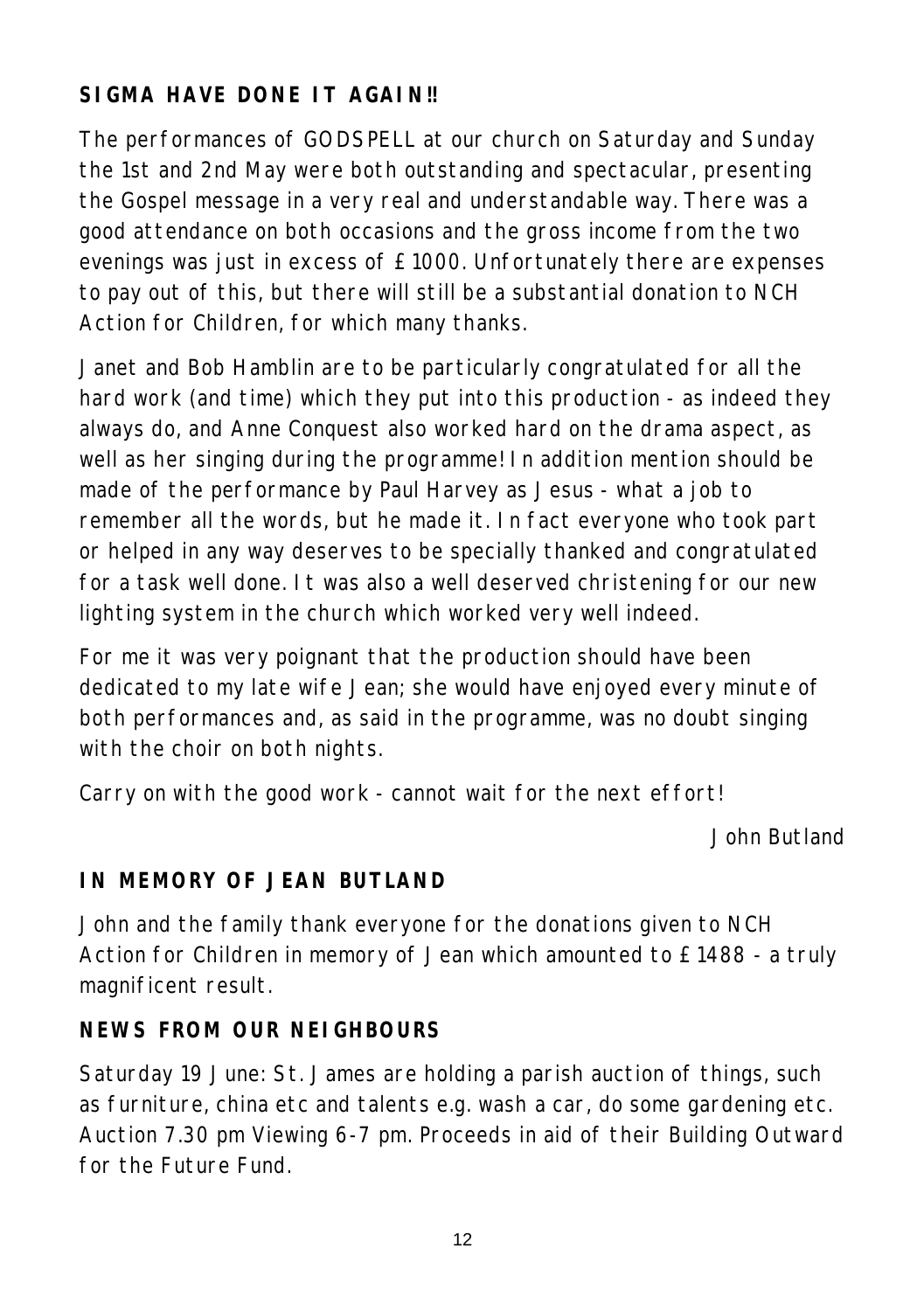**SIGMA HAVE DONE IT AGAIN!!**

The performances of GODSPELL at our church on Saturday and Sunday the 1st and 2nd May were both outstanding and spectacular, presenting the Gospel message in a very real and understandable way. There was a good attendance on both occasions and the gross income from the two evenings was just in excess of £1000. Unfortunately there are expenses to pay out of this, but there will still be a substantial donation to NCH Action for Children, for which many thanks.

Janet and Bob Hamblin are to be particularly congratulated for all the hard work (and time) which they put into this production - as indeed they always do, and Anne Conquest also worked hard on the drama aspect, as well as her singing during the programme! In addition mention should be made of the performance by Paul Harvey as Jesus - what a job to remember all the words, but he made it. In fact everyone who took part or helped in any way deserves to be specially thanked and congratulated for a task well done. It was also a well deserved christening for our new lighting system in the church which worked very well indeed.

For me it was very poignant that the production should have been dedicated to my late wife Jean; she would have enjoyed every minute of both performances and, as said in the programme, was no doubt singing with the choir on both nights.

Carry on with the good work - cannot wait for the next effort!

John Butland

**IN MEMORY OF JEAN BUTLAND**

John and the family thank everyone for the donations given to NCH Action for Children in memory of Jean which amounted to £1488 - a truly magnificent result.

**NEWS FROM OUR NEIGHBOURS**

Saturday 19 June: St. James are holding a parish auction of things, such as furniture, china etc and talents e.g. wash a car, do some gardening etc. Auction 7.30 pm Viewing 6-7 pm. Proceeds in aid of their Building Outward for the Future Fund.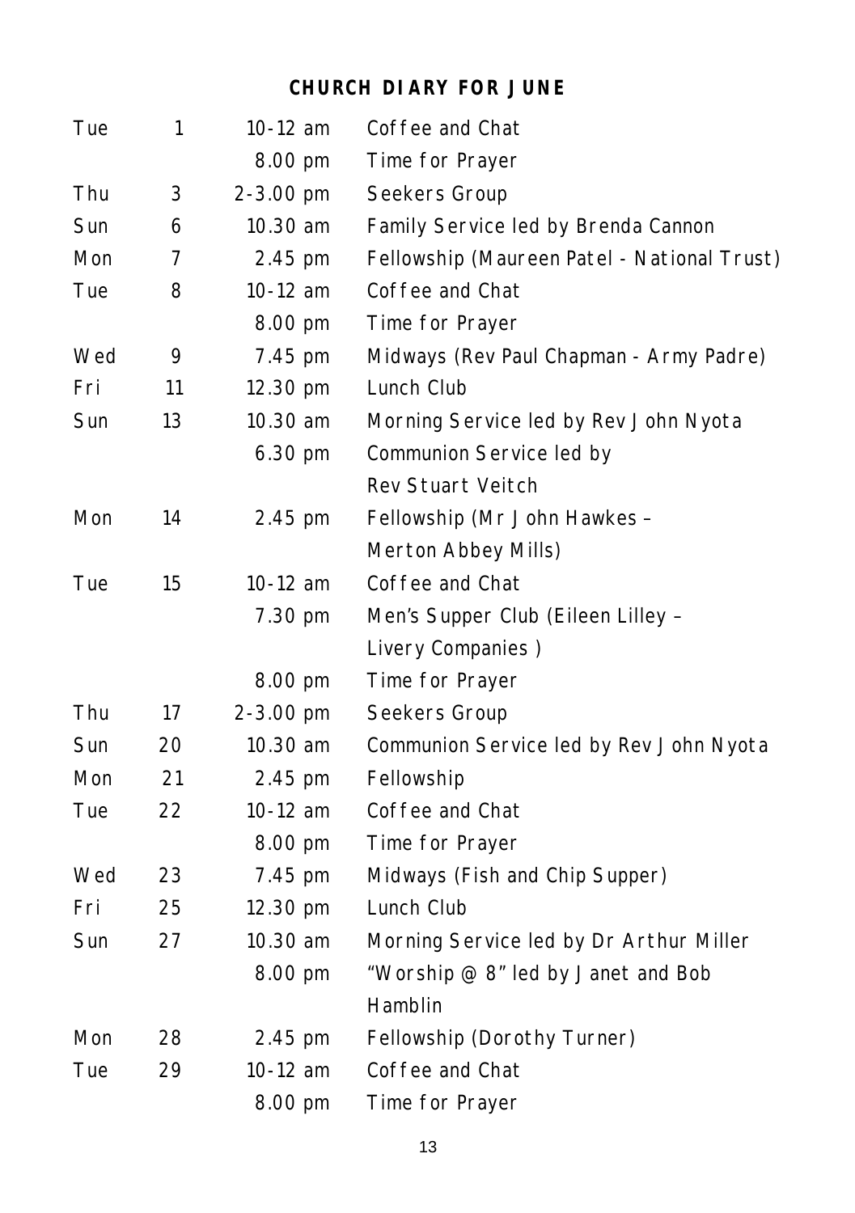## CHURCH DIARY FOR JUNE

| | | | |
|---|---|---|---|
| Tue | 1 | 10-12 am | Coffee and Chat |
| | | 8.00 pm | Time for Prayer |
| Thu | 3 | 2-3.00 pm | Seekers Group |
| Sun | 6 | 10.30 am | Family Service led by Brenda Cannon |
| Mon | 7 | 2.45 pm | Fellowship (Maureen Patel - National Trust) |
| Tue | 8 | 10-12 am | Coffee and Chat |
| | | 8.00 pm | Time for Prayer |
| Wed | 9 | 7.45 pm | Midways (Rev Paul Chapman - Army Padre) |
| Fri | 11 | 12.30 pm | Lunch Club |
| Sun | 13 | 10.30 am | Morning Service led by Rev John Nyota |
| | | 6.30 pm | Communion Service led by Rev Stuart Veitch |
| Mon | 14 | 2.45 pm | Fellowship (Mr John Hawkes – Merton Abbey Mills) |
| Tue | 15 | 10-12 am | Coffee and Chat |
| | | 7.30 pm | Men's Supper Club (Eileen Lilley – Livery Companies ) |
| | | 8.00 pm | Time for Prayer |
| Thu | 17 | 2-3.00 pm | Seekers Group |
| Sun | 20 | 10.30 am | Communion Service led by Rev John Nyota |
| Mon | 21 | 2.45 pm | Fellowship |
| Tue | 22 | 10-12 am | Coffee and Chat |
| | | 8.00 pm | Time for Prayer |
| Wed | 23 | 7.45 pm | Midways (Fish and Chip Supper) |
| Fri | 25 | 12.30 pm | Lunch Club |
| Sun | 27 | 10.30 am | Morning Service led by Dr Arthur Miller |
| | | 8.00 pm | "Worship @ 8" led by Janet and Bob Hamblin |
| Mon | 28 | 2.45 pm | Fellowship (Dorothy Turner) |
| Tue | 29 | 10-12 am | Coffee and Chat |
| | | 8.00 pm | Time for Prayer |